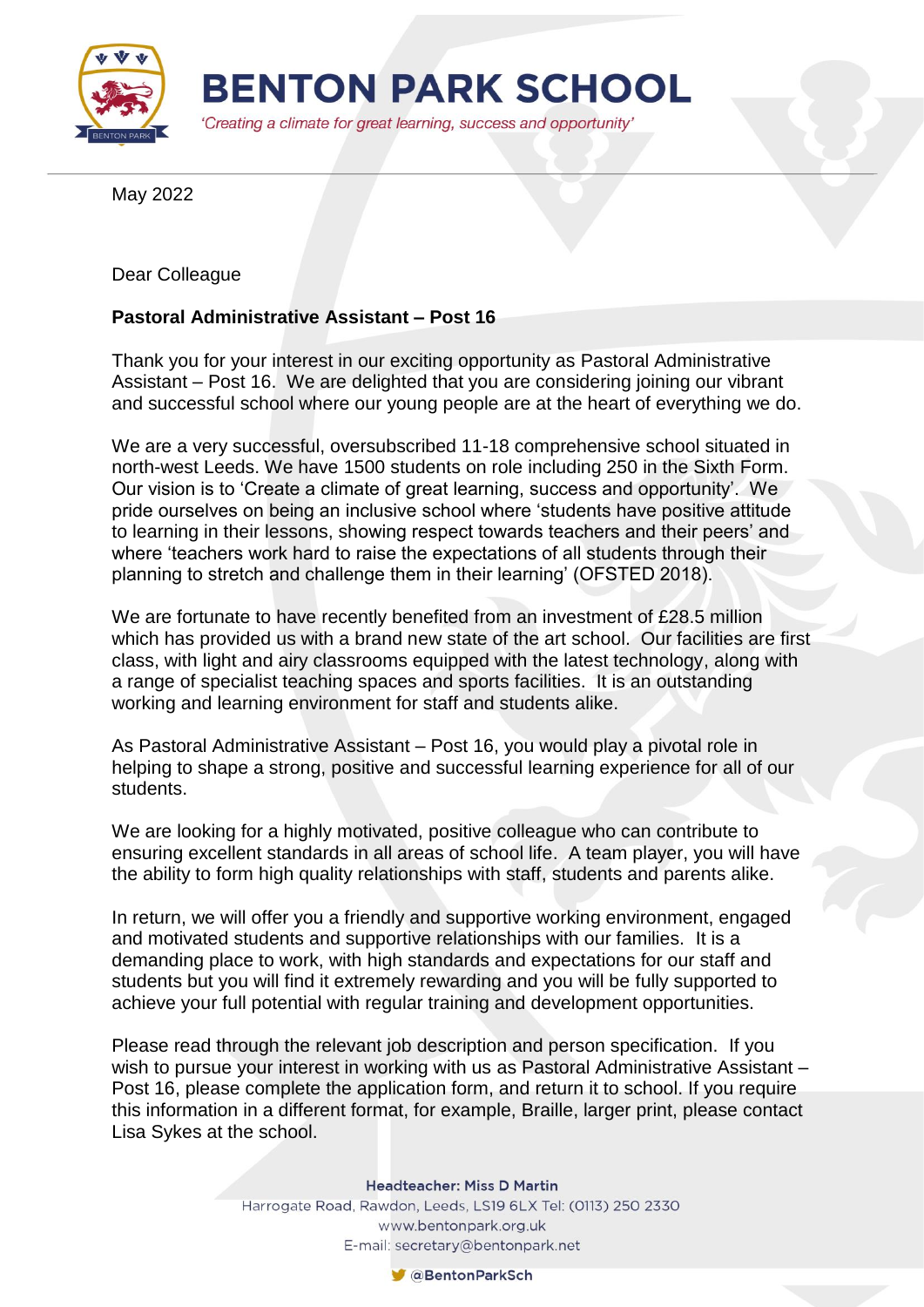# BENTON PARK SCHOOL

*'Creating a climate for great learning, success and opportunity'*

May 2022

Dear Colleague

**Pastoral Administrative Assistant – Post 16**

Thank you for your interest in our exciting opportunity as Pastoral Administrative Assistant – Post 16. We are delighted that you are considering joining our vibrant and successful school where our young people are at the heart of everything we do.

We are a very successful, oversubscribed 11-18 comprehensive school situated in north-west Leeds. We have 1500 students on role including 250 in the Sixth Form. Our vision is to 'Create a climate of great learning, success and opportunity'. We pride ourselves on being an inclusive school where 'students have positive attitude to learning in their lessons, showing respect towards teachers and their peers' and where 'teachers work hard to raise the expectations of all students through their planning to stretch and challenge them in their learning' (OFSTED 2018).

We are fortunate to have recently benefited from an investment of £28.5 million which has provided us with a brand new state of the art school. Our facilities are first class, with light and airy classrooms equipped with the latest technology, along with a range of specialist teaching spaces and sports facilities. It is an outstanding working and learning environment for staff and students alike.

As Pastoral Administrative Assistant – Post 16, you would play a pivotal role in helping to shape a strong, positive and successful learning experience for all of our students.

We are looking for a highly motivated, positive colleague who can contribute to ensuring excellent standards in all areas of school life. A team player, you will have the ability to form high quality relationships with staff, students and parents alike.

In return, we will offer you a friendly and supportive working environment, engaged and motivated students and supportive relationships with our families. It is a demanding place to work, with high standards and expectations for our staff and students but you will find it extremely rewarding and you will be fully supported to achieve your full potential with regular training and development opportunities.

Please read through the relevant job description and person specification. If you wish to pursue your interest in working with us as Pastoral Administrative Assistant – Post 16, please complete the application form, and return it to school. If you require this information in a different format, for example, Braille, larger print, please contact Lisa Sykes at the school.

**Headteacher: Miss D Martin**
Harrogate Road, Rawdon, Leeds, LS19 6LX Tel: (0113) 250 2330
www.bentonpark.org.uk
E-mail: secretary@bentonpark.net
@BentonParkSch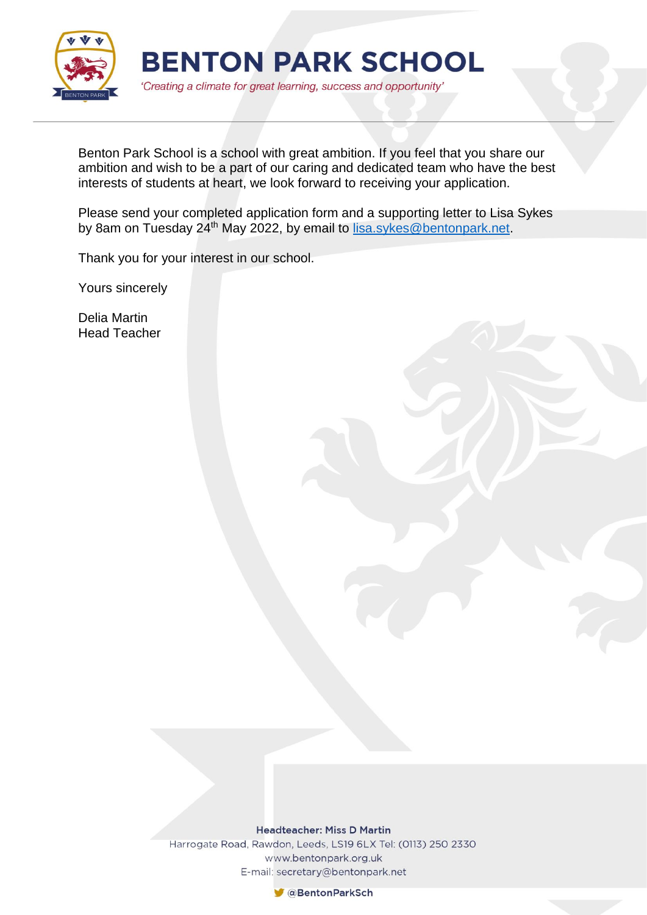Benton Park School is a school with great ambition. If you feel that you share our ambition and wish to be a part of our caring and dedicated team who have the best interests of students at heart, we look forward to receiving your application.

Please send your completed application form and a supporting letter to Lisa Sykes by 8am on Tuesday 24th May 2022, by email to lisa.sykes@bentonpark.net.

Thank you for your interest in our school.

Yours sincerely

Delia Martin
Head Teacher